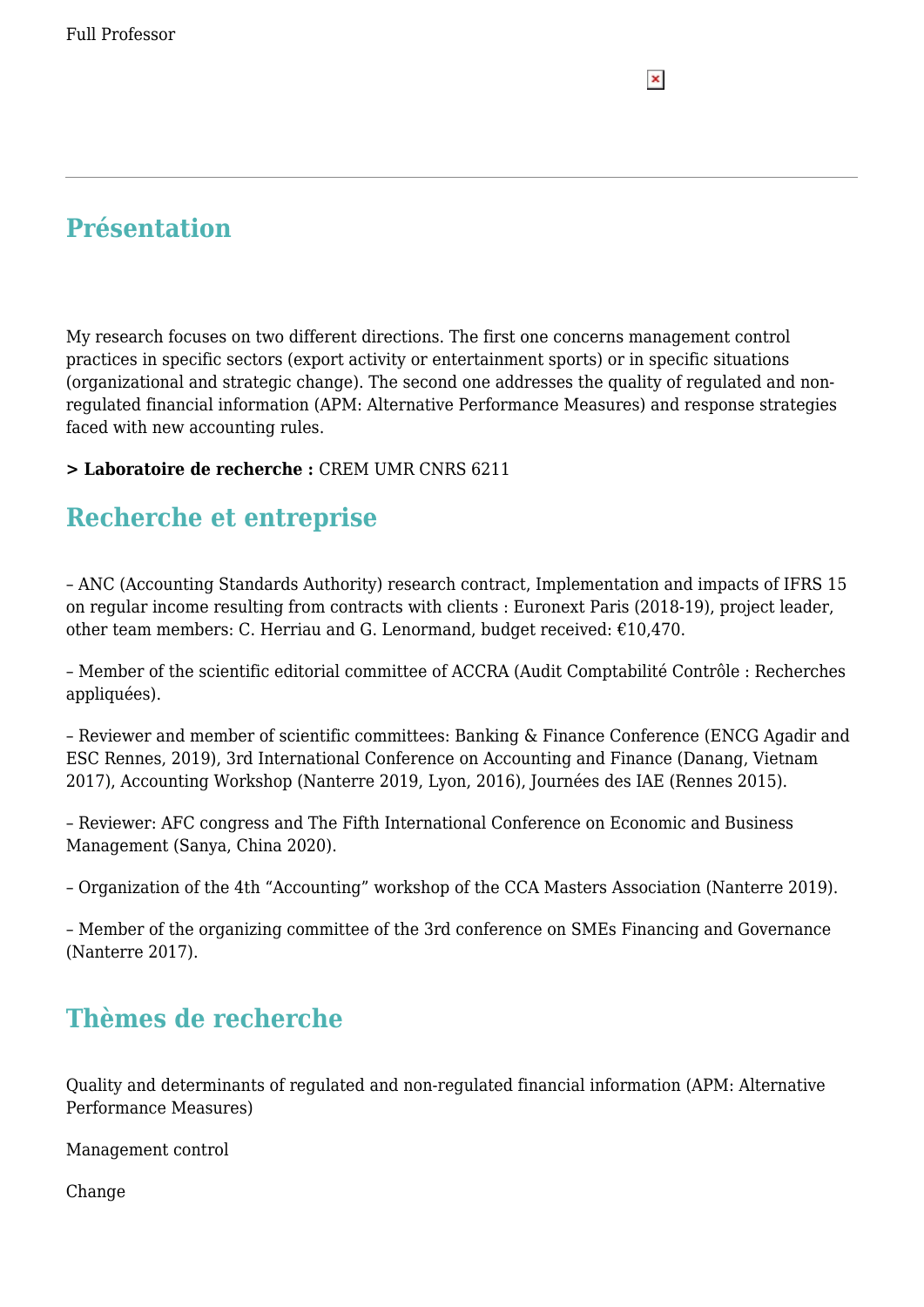Full Professor

## Présentation

My research focuses on two different directions. The first one concerns management control practices in specific sectors (export activity or entertainment sports) or in specific situations (organizational and strategic change). The second one addresses the quality of regulated and non-regulated financial information (APM: Alternative Performance Measures) and response strategies faced with new accounting rules.

**> Laboratoire de recherche :** CREM UMR CNRS 6211

## Recherche et entreprise

– ANC (Accounting Standards Authority) research contract, Implementation and impacts of IFRS 15 on regular income resulting from contracts with clients : Euronext Paris (2018-19), project leader, other team members: C. Herriau and G. Lenormand, budget received: €10,470.

– Member of the scientific editorial committee of ACCRA (Audit Comptabilité Contrôle : Recherches appliquées).

– Reviewer and member of scientific committees: Banking & Finance Conference (ENCG Agadir and ESC Rennes, 2019), 3rd International Conference on Accounting and Finance (Danang, Vietnam 2017), Accounting Workshop (Nanterre 2019, Lyon, 2016), Journées des IAE (Rennes 2015).

– Reviewer: AFC congress and The Fifth International Conference on Economic and Business Management (Sanya, China 2020).

– Organization of the 4th "Accounting" workshop of the CCA Masters Association (Nanterre 2019).

– Member of the organizing committee of the 3rd conference on SMEs Financing and Governance (Nanterre 2017).

## Thèmes de recherche

Quality and determinants of regulated and non-regulated financial information (APM: Alternative Performance Measures)

Management control

Change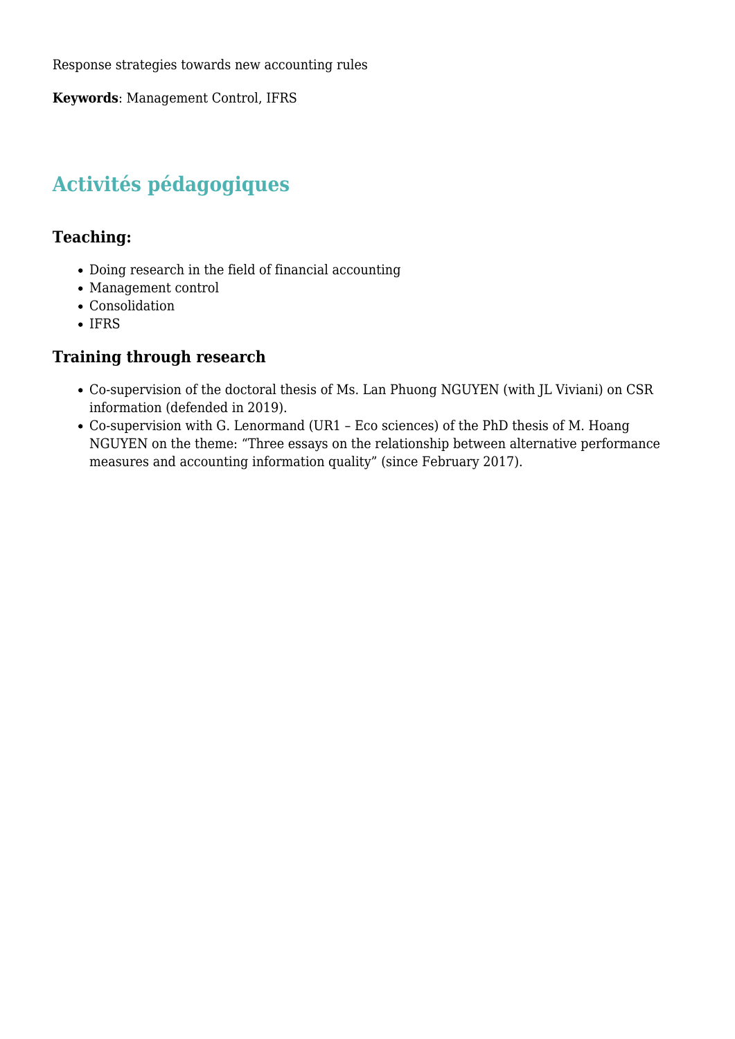Response strategies towards new accounting rules

**Keywords**: Management Control, IFRS

## Activités pédagogiques

### Teaching:

- Doing research in the field of financial accounting
- Management control
- Consolidation
- IFRS

### Training through research

- Co-supervision of the doctoral thesis of Ms. Lan Phuong NGUYEN (with JL Viviani) on CSR information (defended in 2019).
- Co-supervision with G. Lenormand (UR1 – Eco sciences) of the PhD thesis of M. Hoang NGUYEN on the theme: "Three essays on the relationship between alternative performance measures and accounting information quality" (since February 2017).